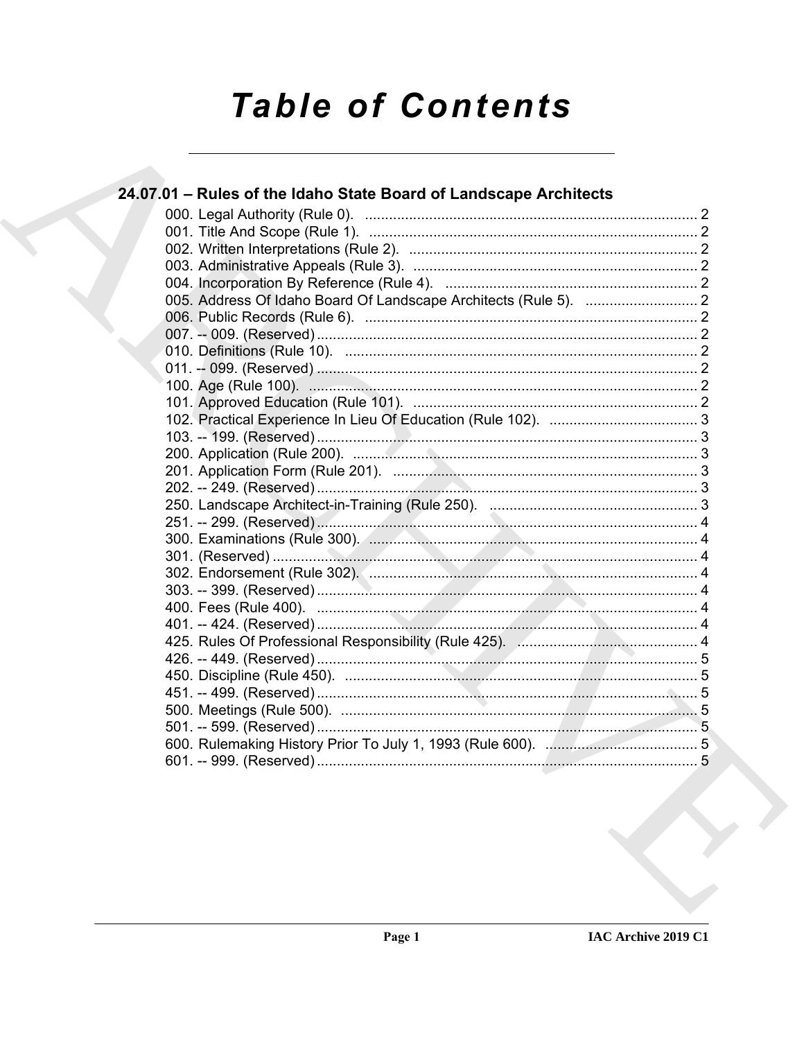# Table of Contents

## 24.07.01 – Rules of the Idaho State Board of Landscape Architects

000. Legal Authority (Rule 0). ... 2
001. Title And Scope (Rule 1). ... 2
002. Written Interpretations (Rule 2). ... 2
003. Administrative Appeals (Rule 3). ... 2
004. Incorporation By Reference (Rule 4). ... 2
005. Address Of Idaho Board Of Landscape Architects (Rule 5). ... 2
006. Public Records (Rule 6). ... 2
007. -- 009. (Reserved) ... 2
010. Definitions (Rule 10). ... 2
011. -- 099. (Reserved) ... 2
100. Age (Rule 100). ... 2
101. Approved Education (Rule 101). ... 2
102. Practical Experience In Lieu Of Education (Rule 102). ... 3
103. -- 199. (Reserved) ... 3
200. Application (Rule 200). ... 3
201. Application Form (Rule 201). ... 3
202. -- 249. (Reserved) ... 3
250. Landscape Architect-in-Training (Rule 250). ... 3
251. -- 299. (Reserved) ... 4
300. Examinations (Rule 300). ... 4
301. (Reserved) ... 4
302. Endorsement (Rule 302). ... 4
303. -- 399. (Reserved) ... 4
400. Fees (Rule 400). ... 4
401. -- 424. (Reserved) ... 4
425. Rules Of Professional Responsibility (Rule 425). ... 4
426. -- 449. (Reserved) ... 5
450. Discipline (Rule 450). ... 5
451. -- 499. (Reserved) ... 5
500. Meetings (Rule 500). ... 5
501. -- 599. (Reserved) ... 5
600. Rulemaking History Prior To July 1, 1993 (Rule 600). ... 5
601. -- 999. (Reserved) ... 5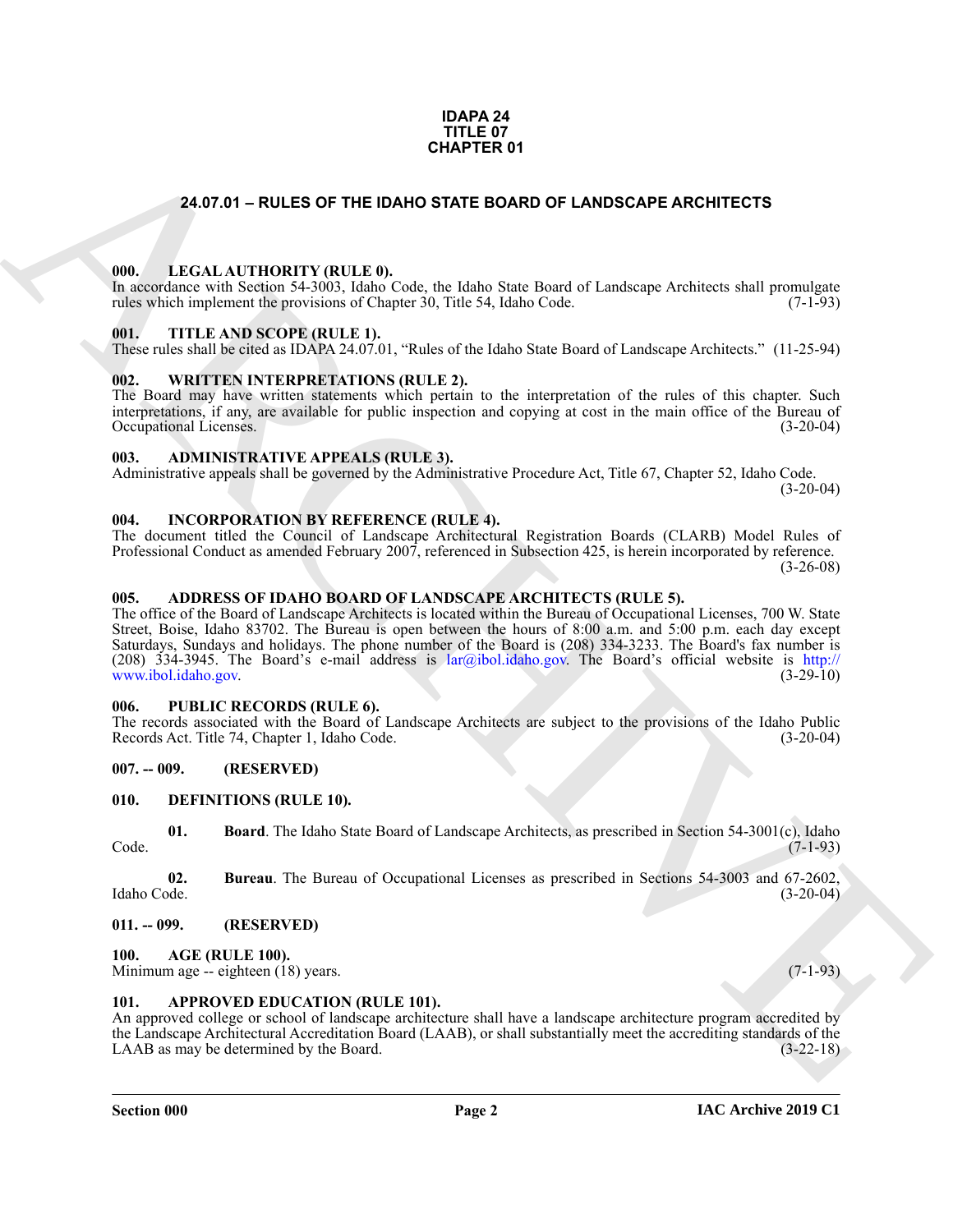**IDAPA 24**
**TITLE 07**
**CHAPTER 01**

# 24.07.01 – RULES OF THE IDAHO STATE BOARD OF LANDSCAPE ARCHITECTS

### 000. LEGAL AUTHORITY (RULE 0).

In accordance with Section 54-3003, Idaho Code, the Idaho State Board of Landscape Architects shall promulgate rules which implement the provisions of Chapter 30, Title 54, Idaho Code. (7-1-93)

### 001. TITLE AND SCOPE (RULE 1).

These rules shall be cited as IDAPA 24.07.01, "Rules of the Idaho State Board of Landscape Architects." (11-25-94)

### 002. WRITTEN INTERPRETATIONS (RULE 2).

The Board may have written statements which pertain to the interpretation of the rules of this chapter. Such interpretations, if any, are available for public inspection and copying at cost in the main office of the Bureau of Occupational Licenses. (3-20-04)

### 003. ADMINISTRATIVE APPEALS (RULE 3).

Administrative appeals shall be governed by the Administrative Procedure Act, Title 67, Chapter 52, Idaho Code. (3-20-04)

### 004. INCORPORATION BY REFERENCE (RULE 4).

The document titled the Council of Landscape Architectural Registration Boards (CLARB) Model Rules of Professional Conduct as amended February 2007, referenced in Subsection 425, is herein incorporated by reference. (3-26-08)

### 005. ADDRESS OF IDAHO BOARD OF LANDSCAPE ARCHITECTS (RULE 5).

The office of the Board of Landscape Architects is located within the Bureau of Occupational Licenses, 700 W. State Street, Boise, Idaho 83702. The Bureau is open between the hours of 8:00 a.m. and 5:00 p.m. each day except Saturdays, Sundays and holidays. The phone number of the Board is (208) 334-3233. The Board's fax number is (208) 334-3945. The Board's e-mail address is lar@ibol.idaho.gov. The Board's official website is http://www.ibol.idaho.gov. (3-29-10)

### 006. PUBLIC RECORDS (RULE 6).

The records associated with the Board of Landscape Architects are subject to the provisions of the Idaho Public Records Act. Title 74, Chapter 1, Idaho Code. (3-20-04)

### 007. -- 009. (RESERVED)

### 010. DEFINITIONS (RULE 10).

**01. Board**. The Idaho State Board of Landscape Architects, as prescribed in Section 54-3001(c), Idaho Code. (7-1-93)

**02. Bureau**. The Bureau of Occupational Licenses as prescribed in Sections 54-3003 and 67-2602, Idaho Code. (3-20-04)

### 011. -- 099. (RESERVED)

### 100. AGE (RULE 100).

Minimum age -- eighteen (18) years. (7-1-93)

### 101. APPROVED EDUCATION (RULE 101).

An approved college or school of landscape architecture shall have a landscape architecture program accredited by the Landscape Architectural Accreditation Board (LAAB), or shall substantially meet the accrediting standards of the LAAB as may be determined by the Board. (3-22-18)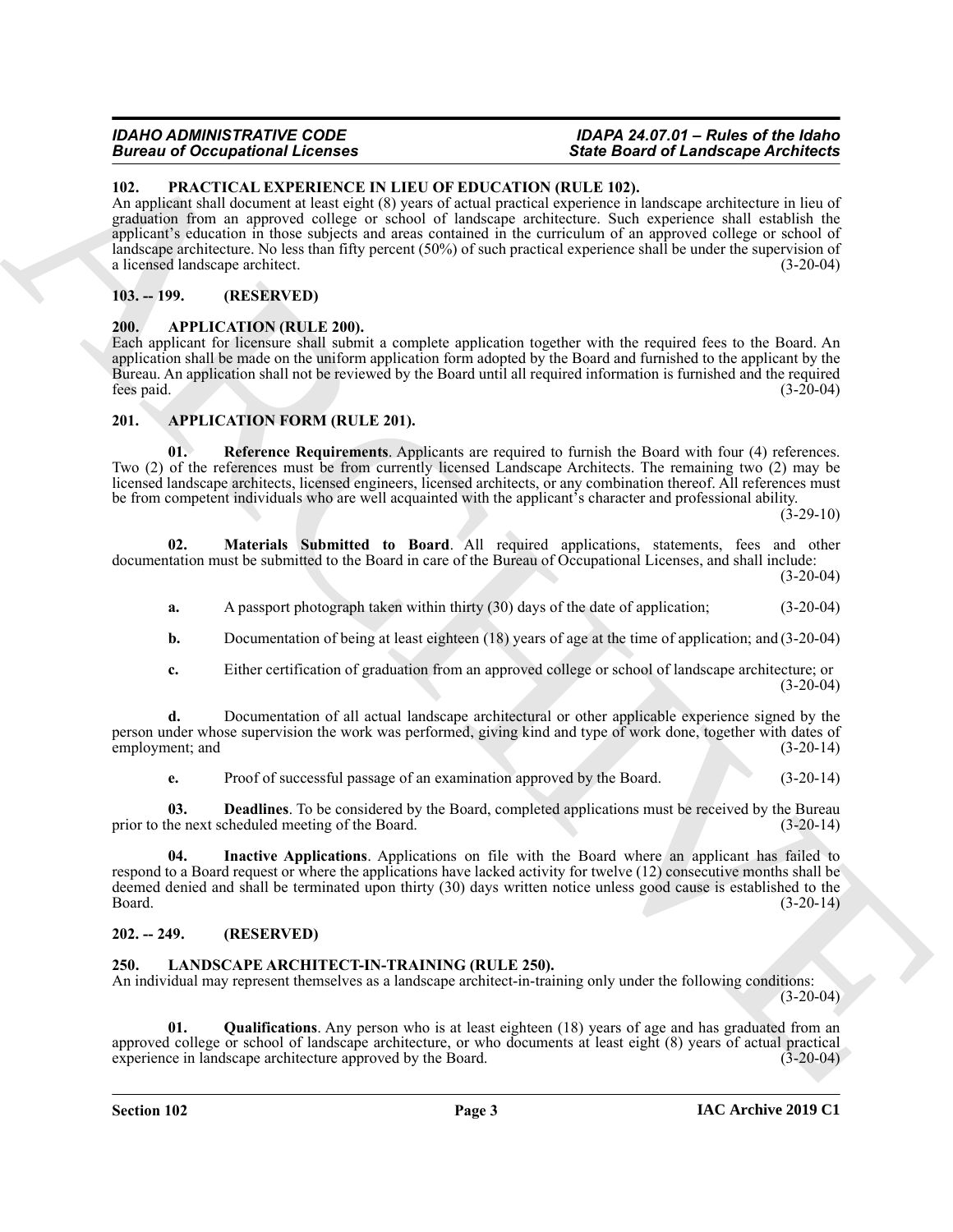## 102. PRACTICAL EXPERIENCE IN LIEU OF EDUCATION (RULE 102).

An applicant shall document at least eight (8) years of actual practical experience in landscape architecture in lieu of graduation from an approved college or school of landscape architecture. Such experience shall establish the applicant's education in those subjects and areas contained in the curriculum of an approved college or school of landscape architecture. No less than fifty percent (50%) of such practical experience shall be under the supervision of a licensed landscape architect. (3-20-04)

## 103. -- 199. (RESERVED)

## 200. APPLICATION (RULE 200).

Each applicant for licensure shall submit a complete application together with the required fees to the Board. An application shall be made on the uniform application form adopted by the Board and furnished to the applicant by the Bureau. An application shall not be reviewed by the Board until all required information is furnished and the required fees paid. (3-20-04)

## 201. APPLICATION FORM (RULE 201).

**01. Reference Requirements**. Applicants are required to furnish the Board with four (4) references. Two (2) of the references must be from currently licensed Landscape Architects. The remaining two (2) may be licensed landscape architects, licensed engineers, licensed architects, or any combination thereof. All references must be from competent individuals who are well acquainted with the applicant's character and professional ability. (3-29-10)

**02. Materials Submitted to Board**. All required applications, statements, fees and other documentation must be submitted to the Board in care of the Bureau of Occupational Licenses, and shall include: (3-20-04)

**a.** A passport photograph taken within thirty (30) days of the date of application; (3-20-04)

**b.** Documentation of being at least eighteen (18) years of age at the time of application; and (3-20-04)

**c.** Either certification of graduation from an approved college or school of landscape architecture; or (3-20-04)

**d.** Documentation of all actual landscape architectural or other applicable experience signed by the person under whose supervision the work was performed, giving kind and type of work done, together with dates of employment; and (3-20-14)

**e.** Proof of successful passage of an examination approved by the Board. (3-20-14)

**03. Deadlines**. To be considered by the Board, completed applications must be received by the Bureau prior to the next scheduled meeting of the Board. (3-20-14)

**04. Inactive Applications**. Applications on file with the Board where an applicant has failed to respond to a Board request or where the applications have lacked activity for twelve (12) consecutive months shall be deemed denied and shall be terminated upon thirty (30) days written notice unless good cause is established to the Board. (3-20-14)

## 202. -- 249. (RESERVED)

## 250. LANDSCAPE ARCHITECT-IN-TRAINING (RULE 250).

An individual may represent themselves as a landscape architect-in-training only under the following conditions: (3-20-04)

**01. Qualifications**. Any person who is at least eighteen (18) years of age and has graduated from an approved college or school of landscape architecture, or who documents at least eight (8) years of actual practical experience in landscape architecture approved by the Board. (3-20-04)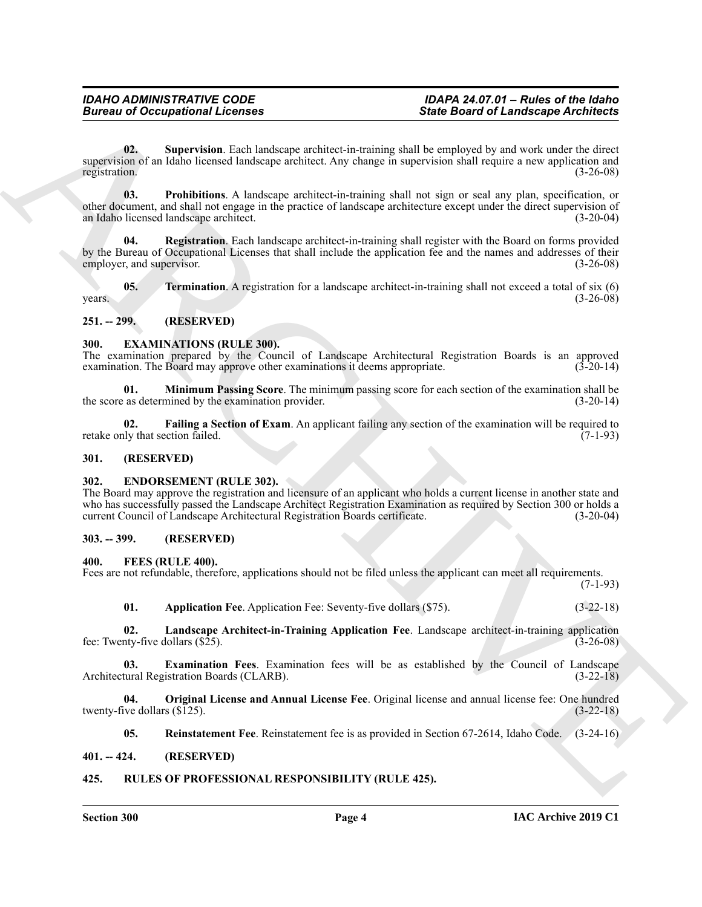**02. Supervision**. Each landscape architect-in-training shall be employed by and work under the direct supervision of an Idaho licensed landscape architect. Any change in supervision shall require a new application and registration. (3-26-08)

**03. Prohibitions**. A landscape architect-in-training shall not sign or seal any plan, specification, or other document, and shall not engage in the practice of landscape architecture except under the direct supervision of an Idaho licensed landscape architect. (3-20-04)

**04. Registration**. Each landscape architect-in-training shall register with the Board on forms provided by the Bureau of Occupational Licenses that shall include the application fee and the names and addresses of their employer, and supervisor. (3-26-08)

**05. Termination**. A registration for a landscape architect-in-training shall not exceed a total of six (6) years. (3-26-08)

## 251. -- 299. (RESERVED)

## 300. EXAMINATIONS (RULE 300).

The examination prepared by the Council of Landscape Architectural Registration Boards is an approved examination. The Board may approve other examinations it deems appropriate. (3-20-14)

**01. Minimum Passing Score**. The minimum passing score for each section of the examination shall be the score as determined by the examination provider. (3-20-14)

**02. Failing a Section of Exam**. An applicant failing any section of the examination will be required to retake only that section failed. (7-1-93)

## 301. (RESERVED)

## 302. ENDORSEMENT (RULE 302).

The Board may approve the registration and licensure of an applicant who holds a current license in another state and who has successfully passed the Landscape Architect Registration Examination as required by Section 300 or holds a current Council of Landscape Architectural Registration Boards certificate. (3-20-04)

## 303. -- 399. (RESERVED)

## 400. FEES (RULE 400).

Fees are not refundable, therefore, applications should not be filed unless the applicant can meet all requirements. (7-1-93)

**01. Application Fee**. Application Fee: Seventy-five dollars ($75). (3-22-18)

**02. Landscape Architect-in-Training Application Fee**. Landscape architect-in-training application fee: Twenty-five dollars ($25). (3-26-08)

**03. Examination Fees**. Examination fees will be as established by the Council of Landscape Architectural Registration Boards (CLARB). (3-22-18)

**04. Original License and Annual License Fee**. Original license and annual license fee: One hundred twenty-five dollars ($125). (3-22-18)

**05. Reinstatement Fee**. Reinstatement fee is as provided in Section 67-2614, Idaho Code. (3-24-16)

## 401. -- 424. (RESERVED)

## 425. RULES OF PROFESSIONAL RESPONSIBILITY (RULE 425).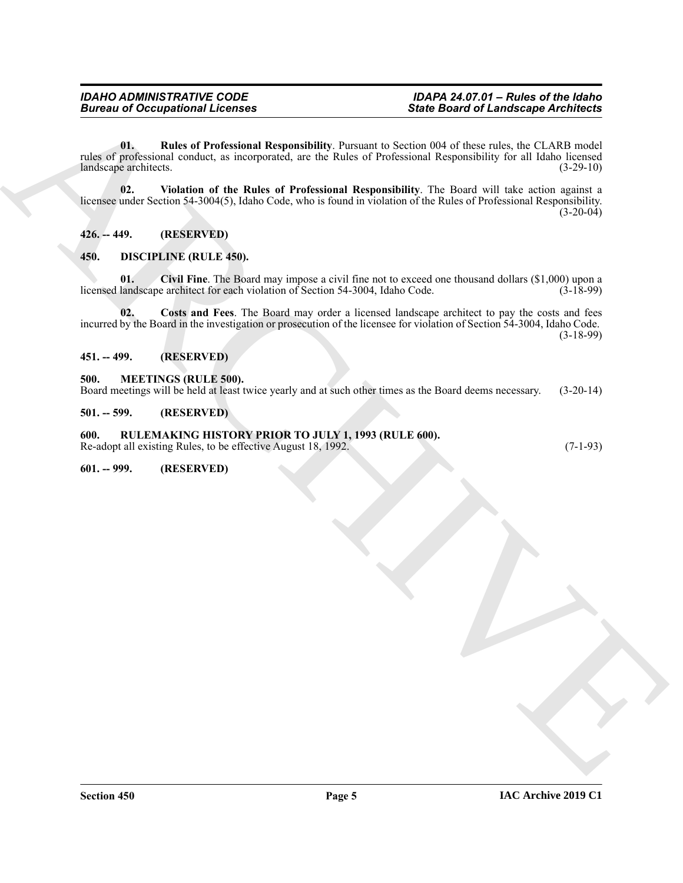**01. Rules of Professional Responsibility**. Pursuant to Section 004 of these rules, the CLARB model rules of professional conduct, as incorporated, are the Rules of Professional Responsibility for all Idaho licensed landscape architects. (3-29-10)

**02. Violation of the Rules of Professional Responsibility**. The Board will take action against a licensee under Section 54-3004(5), Idaho Code, who is found in violation of the Rules of Professional Responsibility. (3-20-04)

### 426. -- 449. (RESERVED)

### 450. DISCIPLINE (RULE 450).

**01. Civil Fine**. The Board may impose a civil fine not to exceed one thousand dollars ($1,000) upon a licensed landscape architect for each violation of Section 54-3004, Idaho Code. (3-18-99)

**02. Costs and Fees**. The Board may order a licensed landscape architect to pay the costs and fees incurred by the Board in the investigation or prosecution of the licensee for violation of Section 54-3004, Idaho Code. (3-18-99)

### 451. -- 499. (RESERVED)

### 500. MEETINGS (RULE 500).

Board meetings will be held at least twice yearly and at such other times as the Board deems necessary. (3-20-14)

### 501. -- 599. (RESERVED)

### 600. RULEMAKING HISTORY PRIOR TO JULY 1, 1993 (RULE 600).

Re-adopt all existing Rules, to be effective August 18, 1992. (7-1-93)

### 601. -- 999. (RESERVED)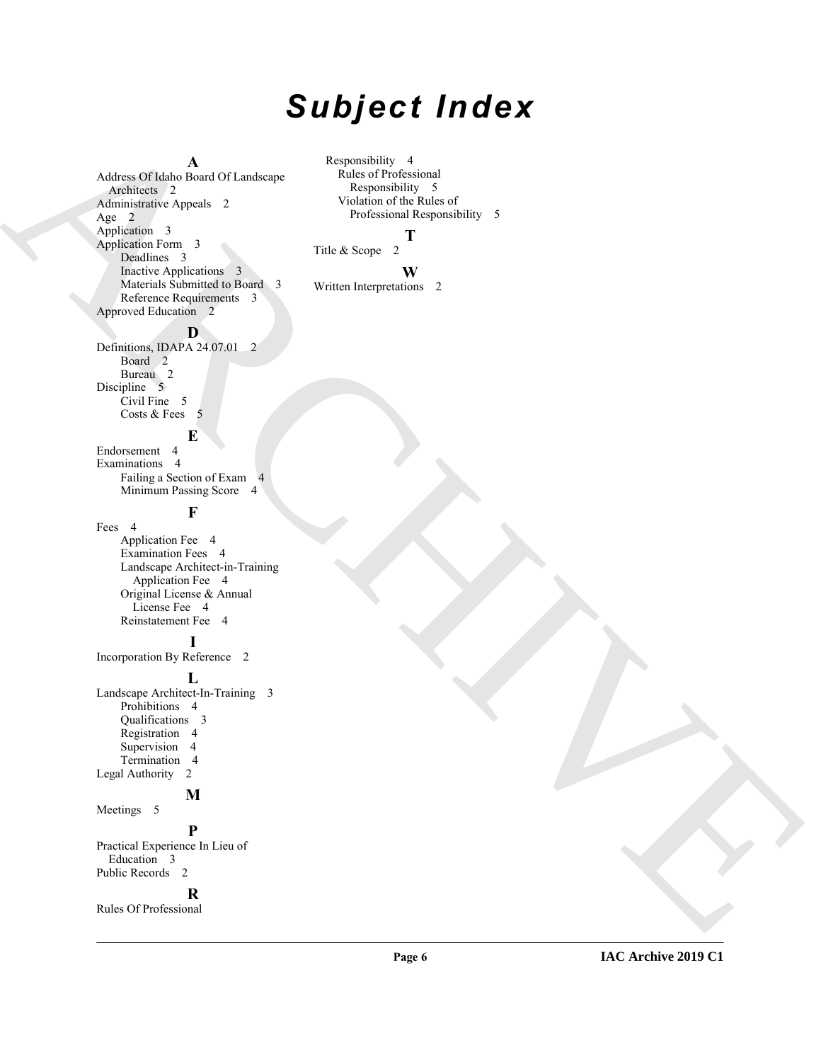# Subject Index

**A**

Address Of Idaho Board Of Landscape Architects 2
Administrative Appeals 2
Age 2
Application 3
Application Form 3
- Deadlines 3
- Inactive Applications 3
- Materials Submitted to Board 3
- Reference Requirements 3

Approved Education 2

**D**

Definitions, IDAPA 24.07.01 2
- Board 2
- Bureau 2

Discipline 5
- Civil Fine 5
- Costs & Fees 5

**E**

Endorsement 4
Examinations 4
- Failing a Section of Exam 4
- Minimum Passing Score 4

**F**

Fees 4
- Application Fee 4
- Examination Fees 4
- Landscape Architect-in-Training Application Fee 4
- Original License & Annual License Fee 4
- Reinstatement Fee 4

**I**

Incorporation By Reference 2

**L**

Landscape Architect-In-Training 3
- Prohibitions 4
- Qualifications 3
- Registration 4
- Supervision 4
- Termination 4

Legal Authority 2

**M**

Meetings 5

**P**

Practical Experience In Lieu of Education 3
Public Records 2

**R**

Rules Of Professional Responsibility 4
- Rules of Professional Responsibility 5
- Violation of the Rules of Professional Responsibility 5

**T**

Title & Scope 2

**W**

Written Interpretations 2